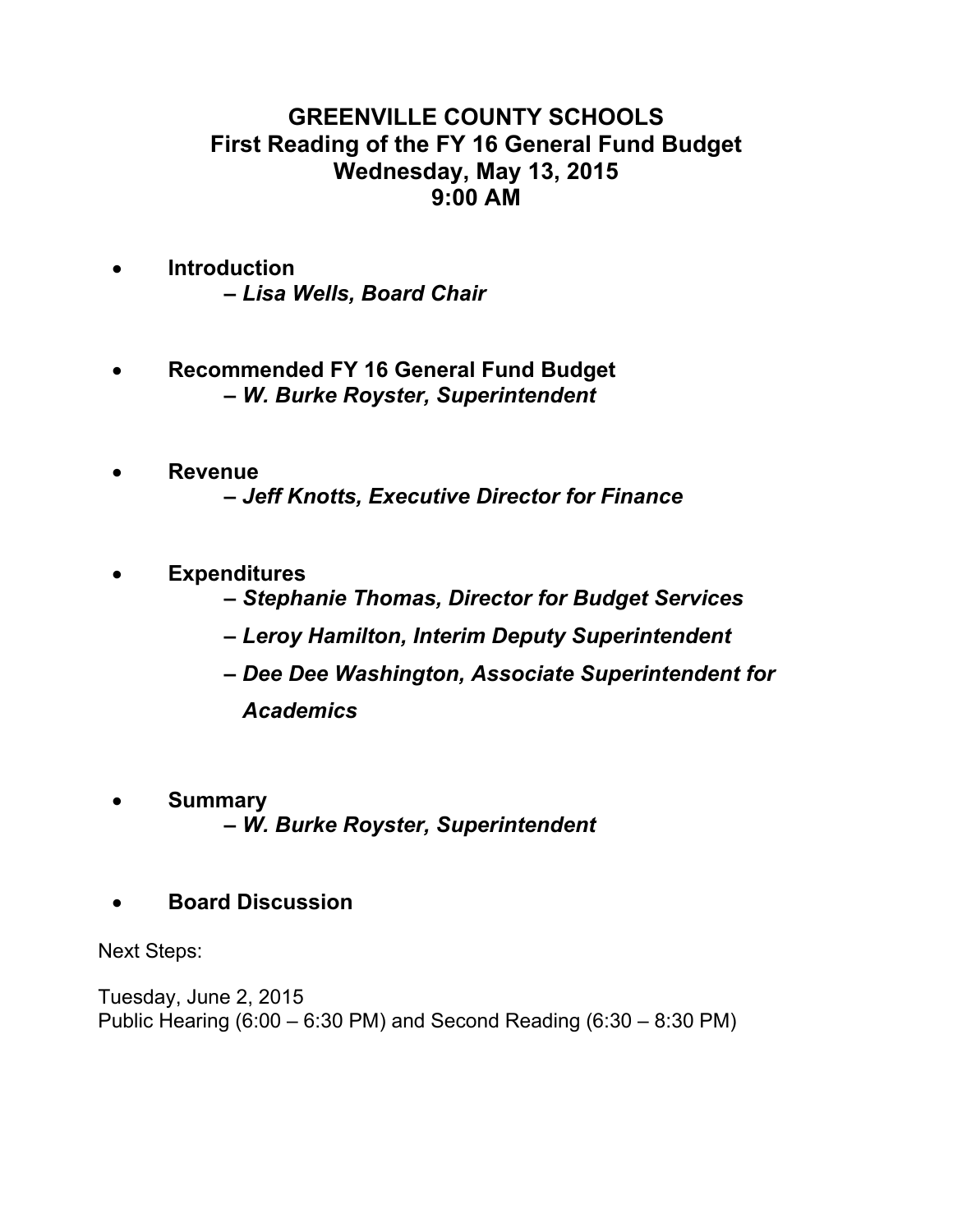# GREENVILLE COUNTY SCHOOLS
## First Reading of the FY 16 General Fund Budget
## Wednesday, May 13, 2015
## 9:00 AM

- **Introduction**
  - ***– Lisa Wells, Board Chair***

- **Recommended FY 16 General Fund Budget**
  - ***– W. Burke Royster, Superintendent***

- **Revenue**
  - ***– Jeff Knotts, Executive Director for Finance***

- **Expenditures**
  - ***– Stephanie Thomas, Director for Budget Services***
  - ***– Leroy Hamilton, Interim Deputy Superintendent***
  - ***– Dee Dee Washington, Associate Superintendent for Academics***

- **Summary**
  - ***– W. Burke Royster, Superintendent***

- **Board Discussion**

Next Steps:

Tuesday, June 2, 2015
Public Hearing (6:00 – 6:30 PM) and Second Reading (6:30 – 8:30 PM)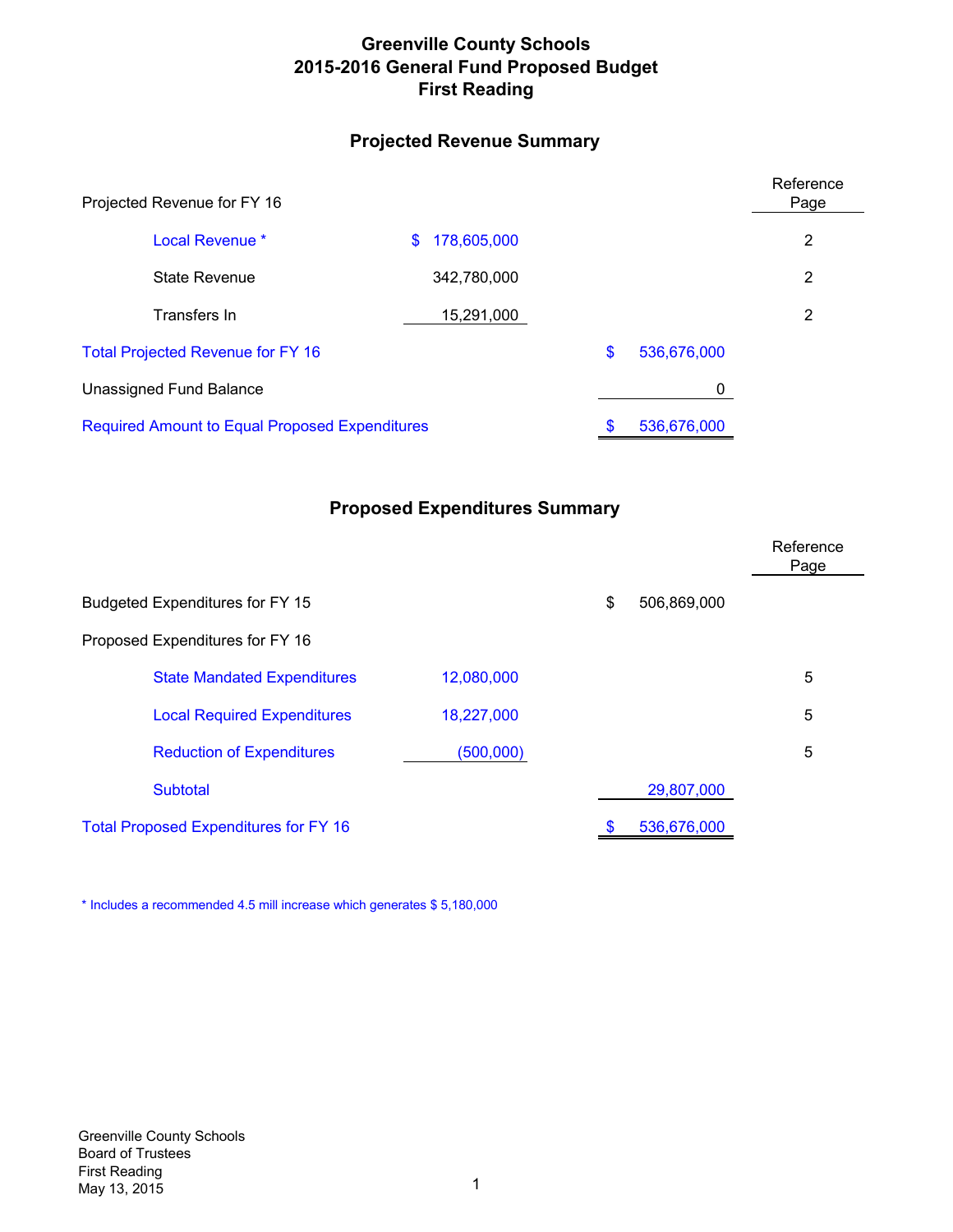# Greenville County Schools
# 2015-2016 General Fund Proposed Budget
# First Reading

## Projected Revenue Summary

| Projected Revenue for FY 16 | | | Reference Page |
|---|---|---|---|
| Local Revenue * | $ 178,605,000 | | 2 |
| State Revenue | 342,780,000 | | 2 |
| Transfers In | 15,291,000 | | 2 |
| Total Projected Revenue for FY 16 | | $ 536,676,000 | |
| Unassigned Fund Balance | | 0 | |
| Required Amount to Equal Proposed Expenditures | | $ 536,676,000 | |

## Proposed Expenditures Summary

| | | | Reference Page |
|---|---|---|---|
| Budgeted Expenditures for FY 15 | | $ 506,869,000 | |
| Proposed Expenditures for FY 16 | | | |
| State Mandated Expenditures | 12,080,000 | | 5 |
| Local Required Expenditures | 18,227,000 | | 5 |
| Reduction of Expenditures | (500,000) | | 5 |
| Subtotal | | 29,807,000 | |
| Total Proposed Expenditures for FY 16 | | $ 536,676,000 | |

* Includes a recommended 4.5 mill increase which generates $ 5,180,000

Greenville County Schools
Board of Trustees
First Reading
May 13, 2015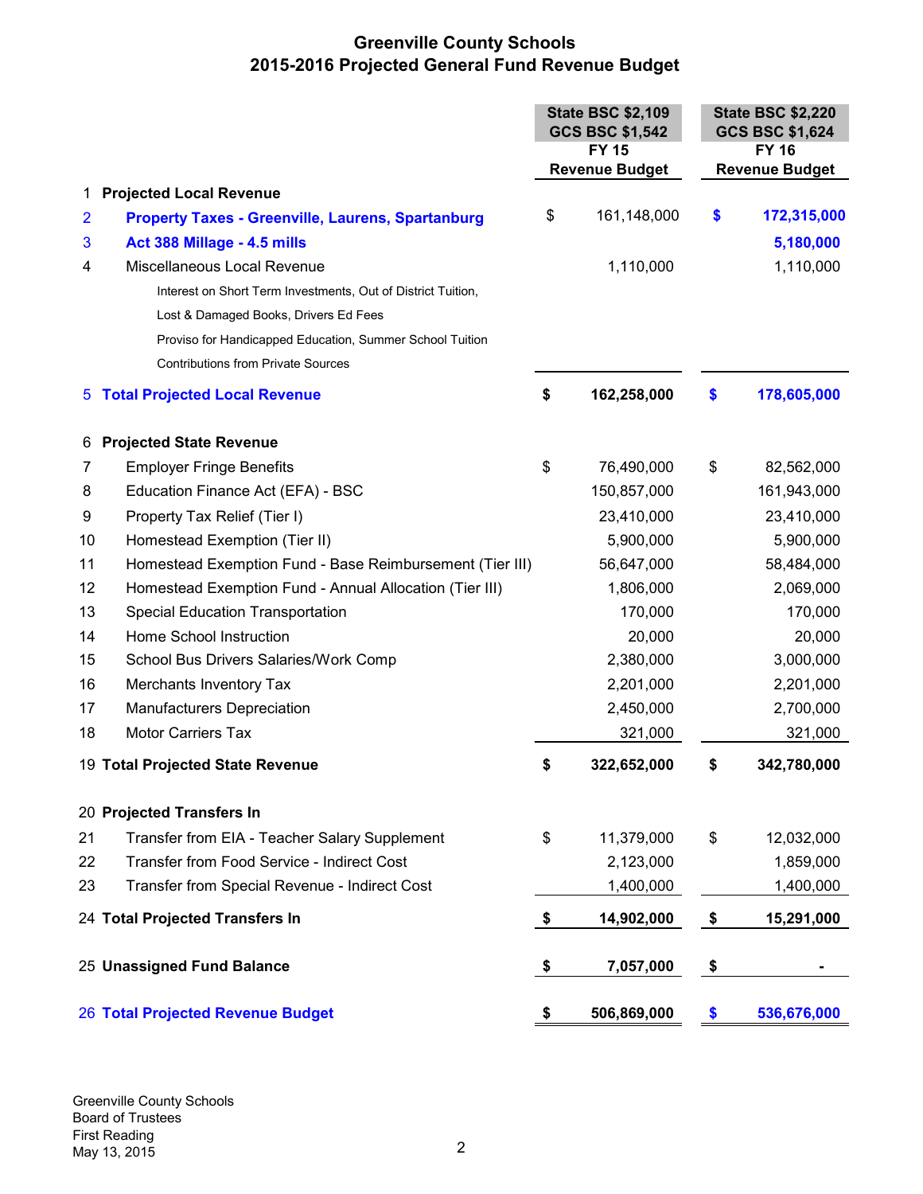# Greenville County Schools
## 2015-2016 Projected General Fund Revenue Budget

| | | State BSC $2,109<br>GCS BSC $1,542<br>FY 15<br>Revenue Budget | State BSC $2,220<br>GCS BSC $1,624<br>FY 16<br>Revenue Budget |
|---|---|---|---|
| 1 | **Projected Local Revenue** | | |
| 2 | **Property Taxes - Greenville, Laurens, Spartanburg** | $ 161,148,000 | **$ 172,315,000** |
| 3 | **Act 388 Millage - 4.5 mills** | | **5,180,000** |
| 4 | Miscellaneous Local Revenue<br>Interest on Short Term Investments, Out of District Tuition,<br>Lost & Damaged Books, Drivers Ed Fees<br>Proviso for Handicapped Education, Summer School Tuition<br>Contributions from Private Sources | 1,110,000 | 1,110,000 |
| 5 | **Total Projected Local Revenue** | **$ 162,258,000** | **$ 178,605,000** |
| 6 | **Projected State Revenue** | | |
| 7 | Employer Fringe Benefits | $ 76,490,000 | $ 82,562,000 |
| 8 | Education Finance Act (EFA) - BSC | 150,857,000 | 161,943,000 |
| 9 | Property Tax Relief (Tier I) | 23,410,000 | 23,410,000 |
| 10 | Homestead Exemption (Tier II) | 5,900,000 | 5,900,000 |
| 11 | Homestead Exemption Fund - Base Reimbursement (Tier III) | 56,647,000 | 58,484,000 |
| 12 | Homestead Exemption Fund - Annual Allocation (Tier III) | 1,806,000 | 2,069,000 |
| 13 | Special Education Transportation | 170,000 | 170,000 |
| 14 | Home School Instruction | 20,000 | 20,000 |
| 15 | School Bus Drivers Salaries/Work Comp | 2,380,000 | 3,000,000 |
| 16 | Merchants Inventory Tax | 2,201,000 | 2,201,000 |
| 17 | Manufacturers Depreciation | 2,450,000 | 2,700,000 |
| 18 | Motor Carriers Tax | 321,000 | 321,000 |
| 19 | **Total Projected State Revenue** | **$ 322,652,000** | **$ 342,780,000** |
| 20 | **Projected Transfers In** | | |
| 21 | Transfer from EIA - Teacher Salary Supplement | $ 11,379,000 | $ 12,032,000 |
| 22 | Transfer from Food Service - Indirect Cost | 2,123,000 | 1,859,000 |
| 23 | Transfer from Special Revenue - Indirect Cost | 1,400,000 | 1,400,000 |
| 24 | **Total Projected Transfers In** | **$ 14,902,000** | **$ 15,291,000** |
| 25 | **Unassigned Fund Balance** | **$ 7,057,000** | **$ -** |
| 26 | **Total Projected Revenue Budget** | **$ 506,869,000** | **$ 536,676,000** |

Greenville County Schools
Board of Trustees
First Reading
May 13, 2015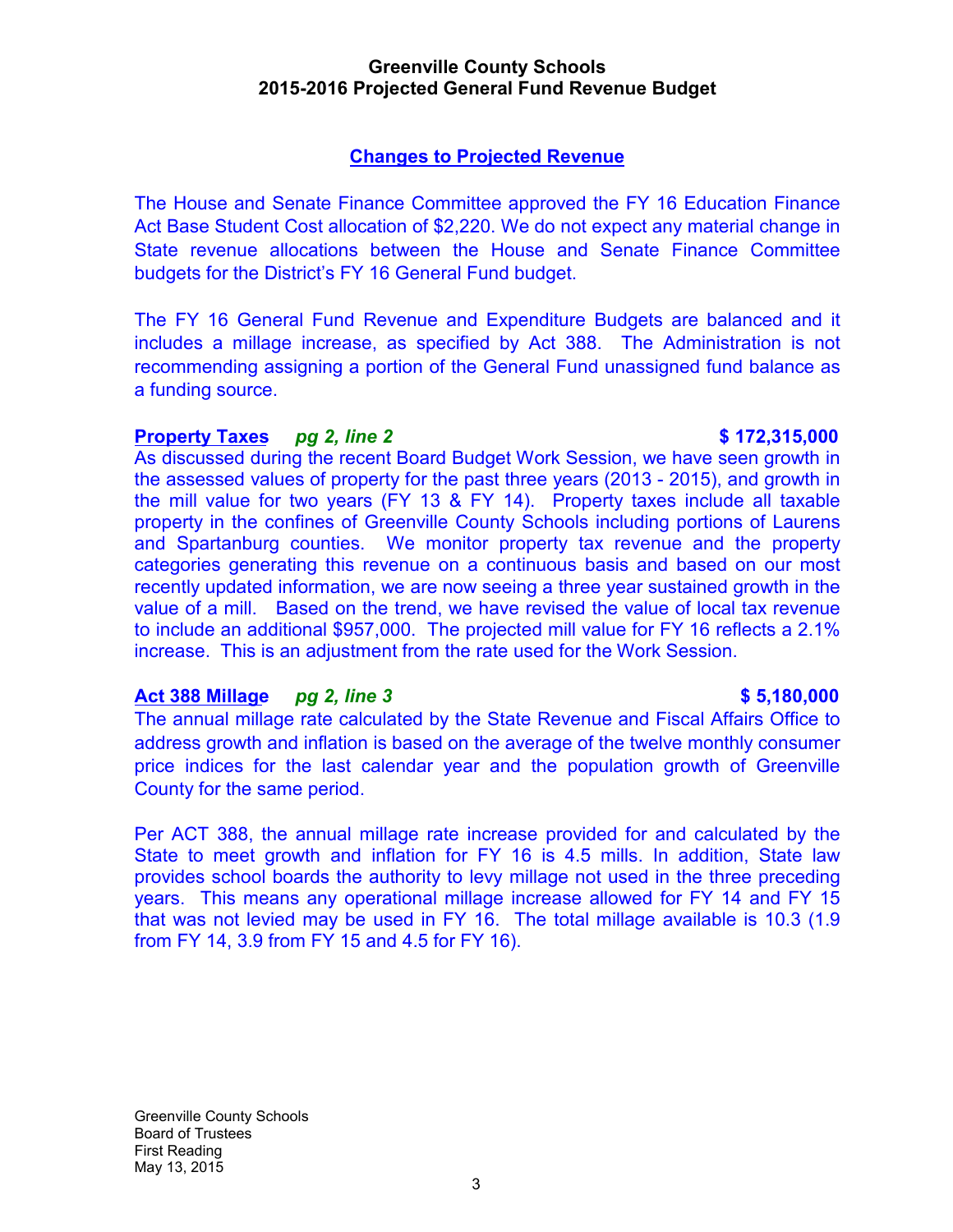# Greenville County Schools
## 2015-2016 Projected General Fund Revenue Budget

### Changes to Projected Revenue

The House and Senate Finance Committee approved the FY 16 Education Finance Act Base Student Cost allocation of $2,220. We do not expect any material change in State revenue allocations between the House and Senate Finance Committee budgets for the District's FY 16 General Fund budget.

The FY 16 General Fund Revenue and Expenditure Budgets are balanced and it includes a millage increase, as specified by Act 388. The Administration is not recommending assigning a portion of the General Fund unassigned fund balance as a funding source.

**Property Taxes** *pg 2, line 2* **$ 172,315,000**

As discussed during the recent Board Budget Work Session, we have seen growth in the assessed values of property for the past three years (2013 - 2015), and growth in the mill value for two years (FY 13 & FY 14). Property taxes include all taxable property in the confines of Greenville County Schools including portions of Laurens and Spartanburg counties. We monitor property tax revenue and the property categories generating this revenue on a continuous basis and based on our most recently updated information, we are now seeing a three year sustained growth in the value of a mill. Based on the trend, we have revised the value of local tax revenue to include an additional $957,000. The projected mill value for FY 16 reflects a 2.1% increase. This is an adjustment from the rate used for the Work Session.

**Act 388 Millage** *pg 2, line 3* **$ 5,180,000**

The annual millage rate calculated by the State Revenue and Fiscal Affairs Office to address growth and inflation is based on the average of the twelve monthly consumer price indices for the last calendar year and the population growth of Greenville County for the same period.

Per ACT 388, the annual millage rate increase provided for and calculated by the State to meet growth and inflation for FY 16 is 4.5 mills. In addition, State law provides school boards the authority to levy millage not used in the three preceding years. This means any operational millage increase allowed for FY 14 and FY 15 that was not levied may be used in FY 16. The total millage available is 10.3 (1.9 from FY 14, 3.9 from FY 15 and 4.5 for FY 16).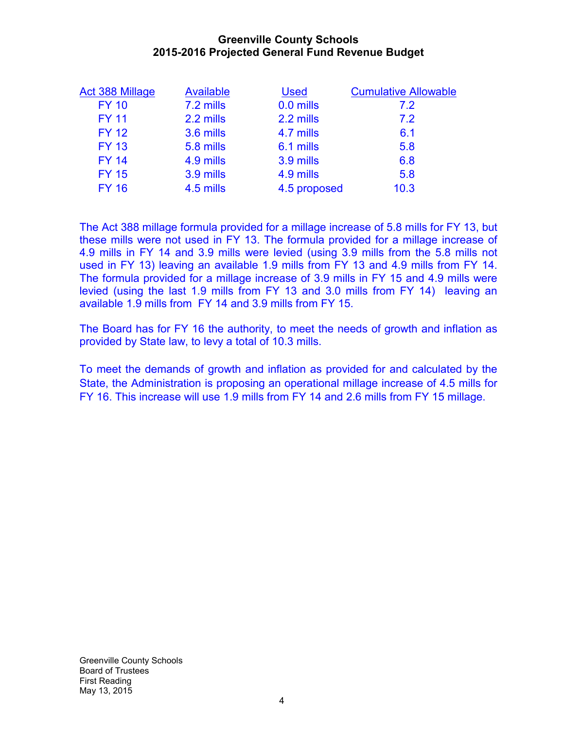# Greenville County Schools
## 2015-2016 Projected General Fund Revenue Budget

| Act 388 Millage | Available | Used | Cumulative Allowable |
| --- | --- | --- | --- |
| FY 10 | 7.2 mills | 0.0 mills | 7.2 |
| FY 11 | 2.2 mills | 2.2 mills | 7.2 |
| FY 12 | 3.6 mills | 4.7 mills | 6.1 |
| FY 13 | 5.8 mills | 6.1 mills | 5.8 |
| FY 14 | 4.9 mills | 3.9 mills | 6.8 |
| FY 15 | 3.9 mills | 4.9 mills | 5.8 |
| FY 16 | 4.5 mills | 4.5 proposed | 10.3 |

The Act 388 millage formula provided for a millage increase of 5.8 mills for FY 13, but these mills were not used in FY 13. The formula provided for a millage increase of 4.9 mills in FY 14 and 3.9 mills were levied (using 3.9 mills from the 5.8 mills not used in FY 13) leaving an available 1.9 mills from FY 13 and 4.9 mills from FY 14. The formula provided for a millage increase of 3.9 mills in FY 15 and 4.9 mills were levied (using the last 1.9 mills from FY 13 and 3.0 mills from FY 14) leaving an available 1.9 mills from FY 14 and 3.9 mills from FY 15.

The Board has for FY 16 the authority, to meet the needs of growth and inflation as provided by State law, to levy a total of 10.3 mills.

To meet the demands of growth and inflation as provided for and calculated by the State, the Administration is proposing an operational millage increase of 4.5 mills for FY 16. This increase will use 1.9 mills from FY 14 and 2.6 mills from FY 15 millage.

Greenville County Schools
Board of Trustees
First Reading
May 13, 2015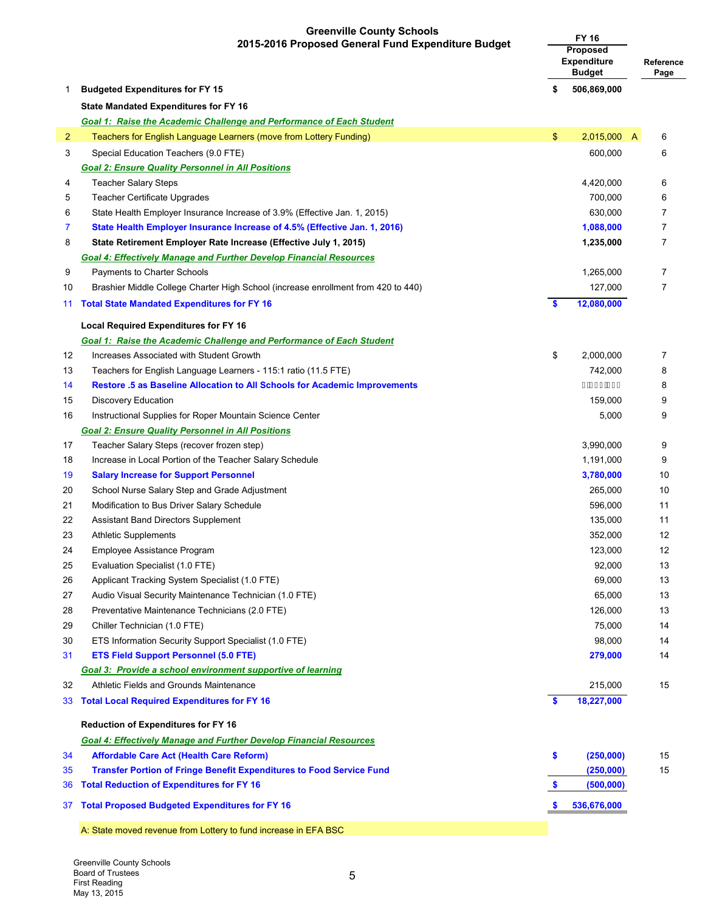# Greenville County Schools
## 2015-2016 Proposed General Fund Expenditure Budget

| | | | FY 16 Proposed Expenditure Budget | | Reference Page |
|---|---|---|---|---|---|
| 1 | **Budgeted Expenditures for FY 15** | $ | 506,869,000 | | |
| | **State Mandated Expenditures for FY 16** | | | | |
| | ***Goal 1: Raise the Academic Challenge and Performance of Each Student*** | | | | |
| 2 | Teachers for English Language Learners (move from Lottery Funding) | $ | 2,015,000 | A | 6 |
| 3 | Special Education Teachers (9.0 FTE) | | 600,000 | | 6 |
| | ***Goal 2: Ensure Quality Personnel in All Positions*** | | | | |
| 4 | Teacher Salary Steps | | 4,420,000 | | 6 |
| 5 | Teacher Certificate Upgrades | | 700,000 | | 6 |
| 6 | State Health Employer Insurance Increase of 3.9% (Effective Jan. 1, 2015) | | 630,000 | | 7 |
| 7 | **State Health Employer Insurance Increase of 4.5% (Effective Jan. 1, 2016)** | | **1,088,000** | | 7 |
| 8 | **State Retirement Employer Rate Increase (Effective July 1, 2015)** | | **1,235,000** | | 7 |
| | ***Goal 4: Effectively Manage and Further Develop Financial Resources*** | | | | |
| 9 | Payments to Charter Schools | | 1,265,000 | | 7 |
| 10 | Brashier Middle College Charter High School (increase enrollment from 420 to 440) | | 127,000 | | 7 |
| 11 | **Total State Mandated Expenditures for FY 16** | **$** | **12,080,000** | | |
| | **Local Required Expenditures for FY 16** | | | | |
| | ***Goal 1: Raise the Academic Challenge and Performance of Each Student*** | | | | |
| 12 | Increases Associated with Student Growth | $ | 2,000,000 | | 7 |
| 13 | Teachers for English Language Learners - 115:1 ratio (11.5 FTE) | | 742,000 | | 8 |
| 14 | **Restore .5 as Baseline Allocation to All Schools for Academic Improvements** | | | | 8 |
| 15 | Discovery Education | | 159,000 | | 9 |
| 16 | Instructional Supplies for Roper Mountain Science Center | | 5,000 | | 9 |
| | ***Goal 2: Ensure Quality Personnel in All Positions*** | | | | |
| 17 | Teacher Salary Steps (recover frozen step) | | 3,990,000 | | 9 |
| 18 | Increase in Local Portion of the Teacher Salary Schedule | | 1,191,000 | | 9 |
| 19 | **Salary Increase for Support Personnel** | | **3,780,000** | | 10 |
| 20 | School Nurse Salary Step and Grade Adjustment | | 265,000 | | 10 |
| 21 | Modification to Bus Driver Salary Schedule | | 596,000 | | 11 |
| 22 | Assistant Band Directors Supplement | | 135,000 | | 11 |
| 23 | Athletic Supplements | | 352,000 | | 12 |
| 24 | Employee Assistance Program | | 123,000 | | 12 |
| 25 | Evaluation Specialist (1.0 FTE) | | 92,000 | | 13 |
| 26 | Applicant Tracking System Specialist (1.0 FTE) | | 69,000 | | 13 |
| 27 | Audio Visual Security Maintenance Technician (1.0 FTE) | | 65,000 | | 13 |
| 28 | Preventative Maintenance Technicians (2.0 FTE) | | 126,000 | | 13 |
| 29 | Chiller Technician (1.0 FTE) | | 75,000 | | 14 |
| 30 | ETS Information Security Support Specialist (1.0 FTE) | | 98,000 | | 14 |
| 31 | **ETS Field Support Personnel (5.0 FTE)** | | **279,000** | | 14 |
| | ***Goal 3: Provide a school environment supportive of learning*** | | | | |
| 32 | Athletic Fields and Grounds Maintenance | | 215,000 | | 15 |
| 33 | **Total Local Required Expenditures for FY 16** | **$** | **18,227,000** | | |
| | **Reduction of Expenditures for FY 16** | | | | |
| | ***Goal 4: Effectively Manage and Further Develop Financial Resources*** | | | | |
| 34 | **Affordable Care Act (Health Care Reform)** | **$** | **(250,000)** | | 15 |
| 35 | **Transfer Portion of Fringe Benefit Expenditures to Food Service Fund** | | **(250,000)** | | 15 |
| 36 | **Total Reduction of Expenditures for FY 16** | **$** | **(500,000)** | | |
| 37 | **Total Proposed Budgeted Expenditures for FY 16** | **$** | **536,676,000** | | |

A: State moved revenue from Lottery to fund increase in EFA BSC

Greenville County Schools
Board of Trustees
First Reading
May 13, 2015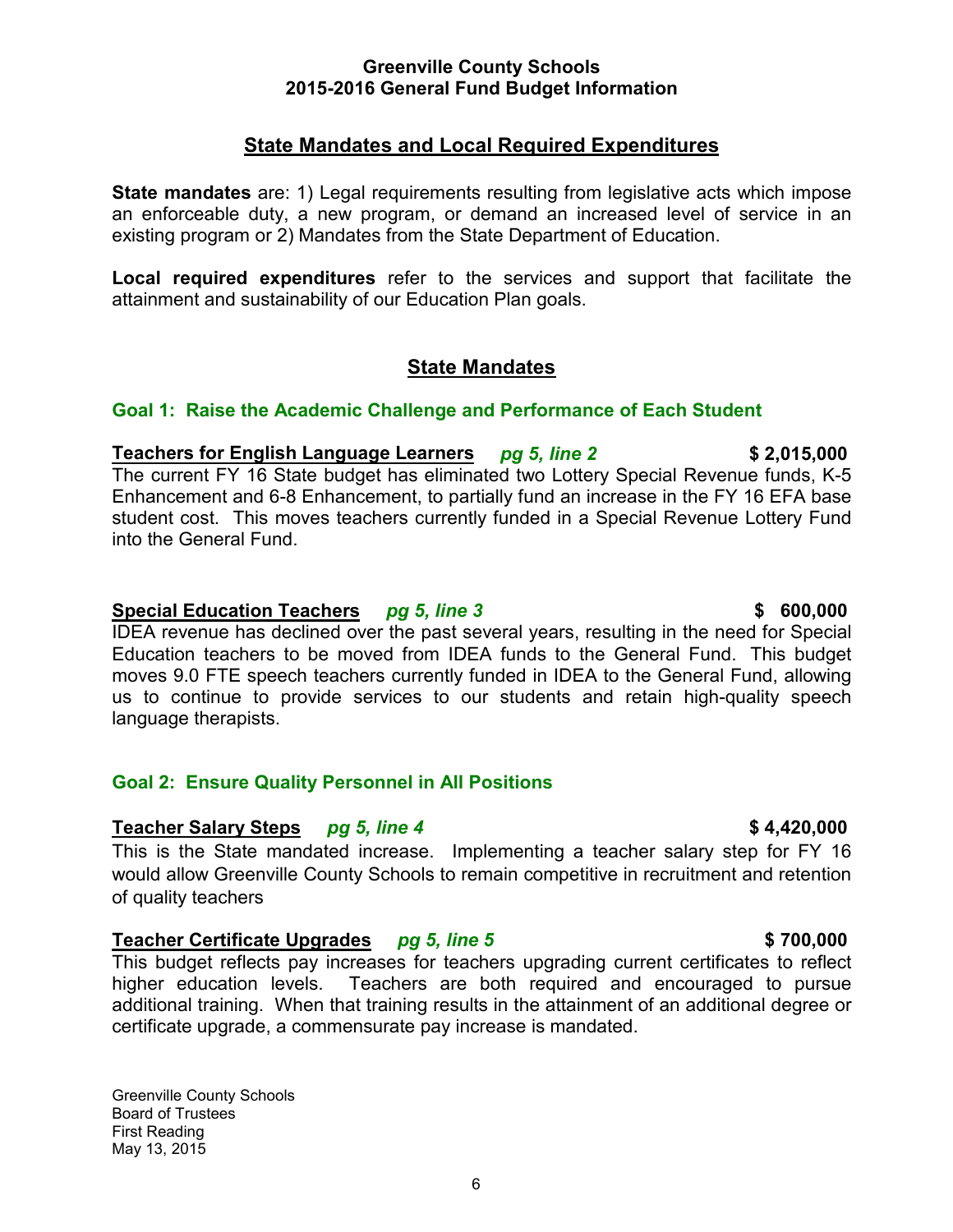**Greenville County Schools**
**2015-2016 General Fund Budget Information**

## State Mandates and Local Required Expenditures

**State mandates** are: 1) Legal requirements resulting from legislative acts which impose an enforceable duty, a new program, or demand an increased level of service in an existing program or 2) Mandates from the State Department of Education.

**Local required expenditures** refer to the services and support that facilitate the attainment and sustainability of our Education Plan goals.

## State Mandates

### Goal 1: Raise the Academic Challenge and Performance of Each Student

**Teachers for English Language Learners** ***pg 5, line 2*** **$ 2,015,000**

The current FY 16 State budget has eliminated two Lottery Special Revenue funds, K-5 Enhancement and 6-8 Enhancement, to partially fund an increase in the FY 16 EFA base student cost. This moves teachers currently funded in a Special Revenue Lottery Fund into the General Fund.

**Special Education Teachers** ***pg 5, line 3*** **$ 600,000**

IDEA revenue has declined over the past several years, resulting in the need for Special Education teachers to be moved from IDEA funds to the General Fund. This budget moves 9.0 FTE speech teachers currently funded in IDEA to the General Fund, allowing us to continue to provide services to our students and retain high-quality speech language therapists.

### Goal 2: Ensure Quality Personnel in All Positions

**Teacher Salary Steps** ***pg 5, line 4*** **$ 4,420,000**

This is the State mandated increase. Implementing a teacher salary step for FY 16 would allow Greenville County Schools to remain competitive in recruitment and retention of quality teachers

**Teacher Certificate Upgrades** ***pg 5, line 5*** **$ 700,000**

This budget reflects pay increases for teachers upgrading current certificates to reflect higher education levels. Teachers are both required and encouraged to pursue additional training. When that training results in the attainment of an additional degree or certificate upgrade, a commensurate pay increase is mandated.

Greenville County Schools
Board of Trustees
First Reading
May 13, 2015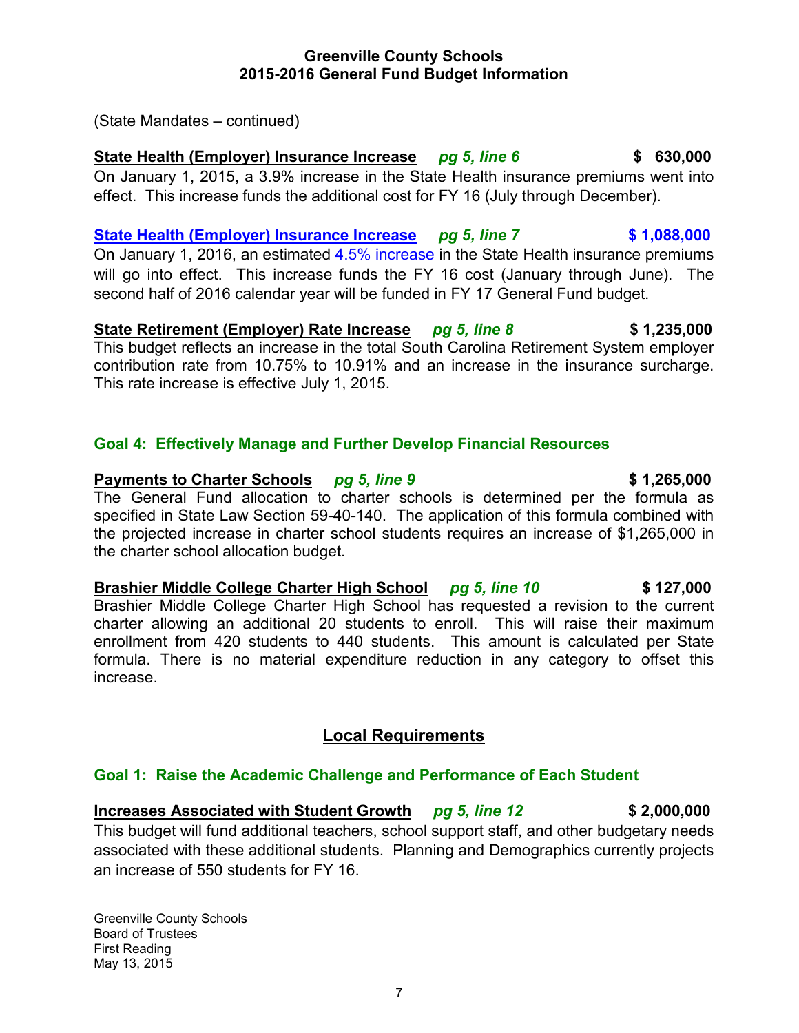(State Mandates – continued)

**State Health (Employer) Insurance Increase** ***pg 5, line 6*** **$ 630,000**
On January 1, 2015, a 3.9% increase in the State Health insurance premiums went into effect. This increase funds the additional cost for FY 16 (July through December).

**State Health (Employer) Insurance Increase** ***pg 5, line 7*** **$ 1,088,000**
On January 1, 2016, an estimated 4.5% increase in the State Health insurance premiums will go into effect. This increase funds the FY 16 cost (January through June). The second half of 2016 calendar year will be funded in FY 17 General Fund budget.

**State Retirement (Employer) Rate Increase** ***pg 5, line 8*** **$ 1,235,000**
This budget reflects an increase in the total South Carolina Retirement System employer contribution rate from 10.75% to 10.91% and an increase in the insurance surcharge. This rate increase is effective July 1, 2015.

### Goal 4: Effectively Manage and Further Develop Financial Resources

**Payments to Charter Schools** ***pg 5, line 9*** **$ 1,265,000**
The General Fund allocation to charter schools is determined per the formula as specified in State Law Section 59-40-140. The application of this formula combined with the projected increase in charter school students requires an increase of $1,265,000 in the charter school allocation budget.

**Brashier Middle College Charter High School** ***pg 5, line 10*** **$ 127,000**
Brashier Middle College Charter High School has requested a revision to the current charter allowing an additional 20 students to enroll. This will raise their maximum enrollment from 420 students to 440 students. This amount is calculated per State formula. There is no material expenditure reduction in any category to offset this increase.

## Local Requirements

### Goal 1: Raise the Academic Challenge and Performance of Each Student

**Increases Associated with Student Growth** ***pg 5, line 12*** **$ 2,000,000**
This budget will fund additional teachers, school support staff, and other budgetary needs associated with these additional students. Planning and Demographics currently projects an increase of 550 students for FY 16.

Greenville County Schools
Board of Trustees
First Reading
May 13, 2015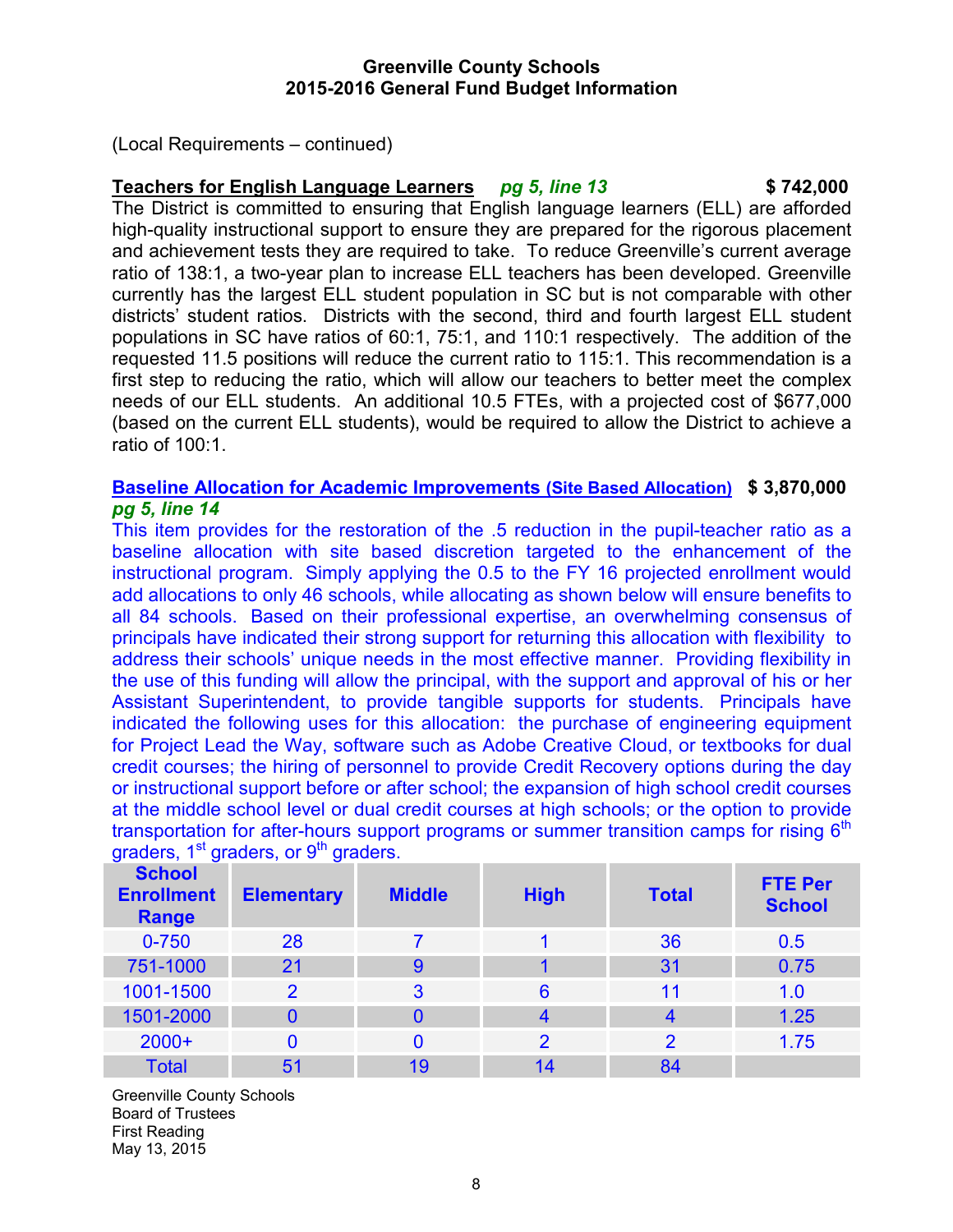(Local Requirements – continued)

**Teachers for English Language Learners** ***pg 5, line 13*** **$ 742,000**

The District is committed to ensuring that English language learners (ELL) are afforded high-quality instructional support to ensure they are prepared for the rigorous placement and achievement tests they are required to take. To reduce Greenville's current average ratio of 138:1, a two-year plan to increase ELL teachers has been developed. Greenville currently has the largest ELL student population in SC but is not comparable with other districts' student ratios. Districts with the second, third and fourth largest ELL student populations in SC have ratios of 60:1, 75:1, and 110:1 respectively. The addition of the requested 11.5 positions will reduce the current ratio to 115:1. This recommendation is a first step to reducing the ratio, which will allow our teachers to better meet the complex needs of our ELL students. An additional 10.5 FTEs, with a projected cost of $677,000 (based on the current ELL students), would be required to allow the District to achieve a ratio of 100:1.

**Baseline Allocation for Academic Improvements (Site Based Allocation)** **$ 3,870,000**
***pg 5, line 14***

This item provides for the restoration of the .5 reduction in the pupil-teacher ratio as a baseline allocation with site based discretion targeted to the enhancement of the instructional program. Simply applying the 0.5 to the FY 16 projected enrollment would add allocations to only 46 schools, while allocating as shown below will ensure benefits to all 84 schools. Based on their professional expertise, an overwhelming consensus of principals have indicated their strong support for returning this allocation with flexibility to address their schools' unique needs in the most effective manner. Providing flexibility in the use of this funding will allow the principal, with the support and approval of his or her Assistant Superintendent, to provide tangible supports for students. Principals have indicated the following uses for this allocation: the purchase of engineering equipment for Project Lead the Way, software such as Adobe Creative Cloud, or textbooks for dual credit courses; the hiring of personnel to provide Credit Recovery options during the day or instructional support before or after school; the expansion of high school credit courses at the middle school level or dual credit courses at high schools; or the option to provide transportation for after-hours support programs or summer transition camps for rising 6th graders, 1st graders, or 9th graders.

| School Enrollment Range | Elementary | Middle | High | Total | FTE Per School |
|---|---|---|---|---|---|
| 0-750 | 28 | 7 | 1 | 36 | 0.5 |
| 751-1000 | 21 | 9 | 1 | 31 | 0.75 |
| 1001-1500 | 2 | 3 | 6 | 11 | 1.0 |
| 1501-2000 | 0 | 0 | 4 | 4 | 1.25 |
| 2000+ | 0 | 0 | 2 | 2 | 1.75 |
| Total | 51 | 19 | 14 | 84 | |

Greenville County Schools
Board of Trustees
First Reading
May 13, 2015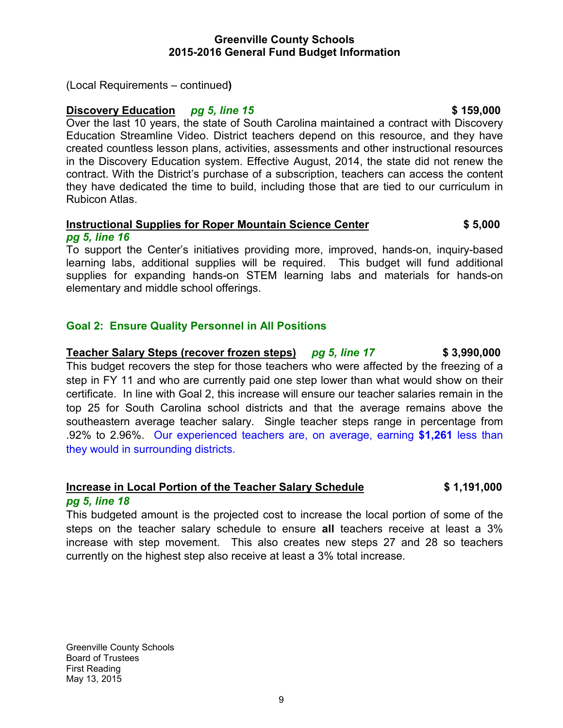(Local Requirements – continued**)**

**Discovery Education** ***pg 5, line 15*** **$ 159,000**

Over the last 10 years, the state of South Carolina maintained a contract with Discovery Education Streamline Video. District teachers depend on this resource, and they have created countless lesson plans, activities, assessments and other instructional resources in the Discovery Education system. Effective August, 2014, the state did not renew the contract. With the District's purchase of a subscription, teachers can access the content they have dedicated the time to build, including those that are tied to our curriculum in Rubicon Atlas.

**Instructional Supplies for Roper Mountain Science Center** **$ 5,000**
***pg 5, line 16***

To support the Center's initiatives providing more, improved, hands-on, inquiry-based learning labs, additional supplies will be required. This budget will fund additional supplies for expanding hands-on STEM learning labs and materials for hands-on elementary and middle school offerings.

## Goal 2: Ensure Quality Personnel in All Positions

**Teacher Salary Steps (recover frozen steps)** ***pg 5, line 17*** **$ 3,990,000**

This budget recovers the step for those teachers who were affected by the freezing of a step in FY 11 and who are currently paid one step lower than what would show on their certificate. In line with Goal 2, this increase will ensure our teacher salaries remain in the top 25 for South Carolina school districts and that the average remains above the southeastern average teacher salary. Single teacher steps range in percentage from .92% to 2.96%. Our experienced teachers are, on average, earning **$1,261** less than they would in surrounding districts.

**Increase in Local Portion of the Teacher Salary Schedule** **$ 1,191,000**
***pg 5, line 18***

This budgeted amount is the projected cost to increase the local portion of some of the steps on the teacher salary schedule to ensure **all** teachers receive at least a 3% increase with step movement. This also creates new steps 27 and 28 so teachers currently on the highest step also receive at least a 3% total increase.

Greenville County Schools
Board of Trustees
First Reading
May 13, 2015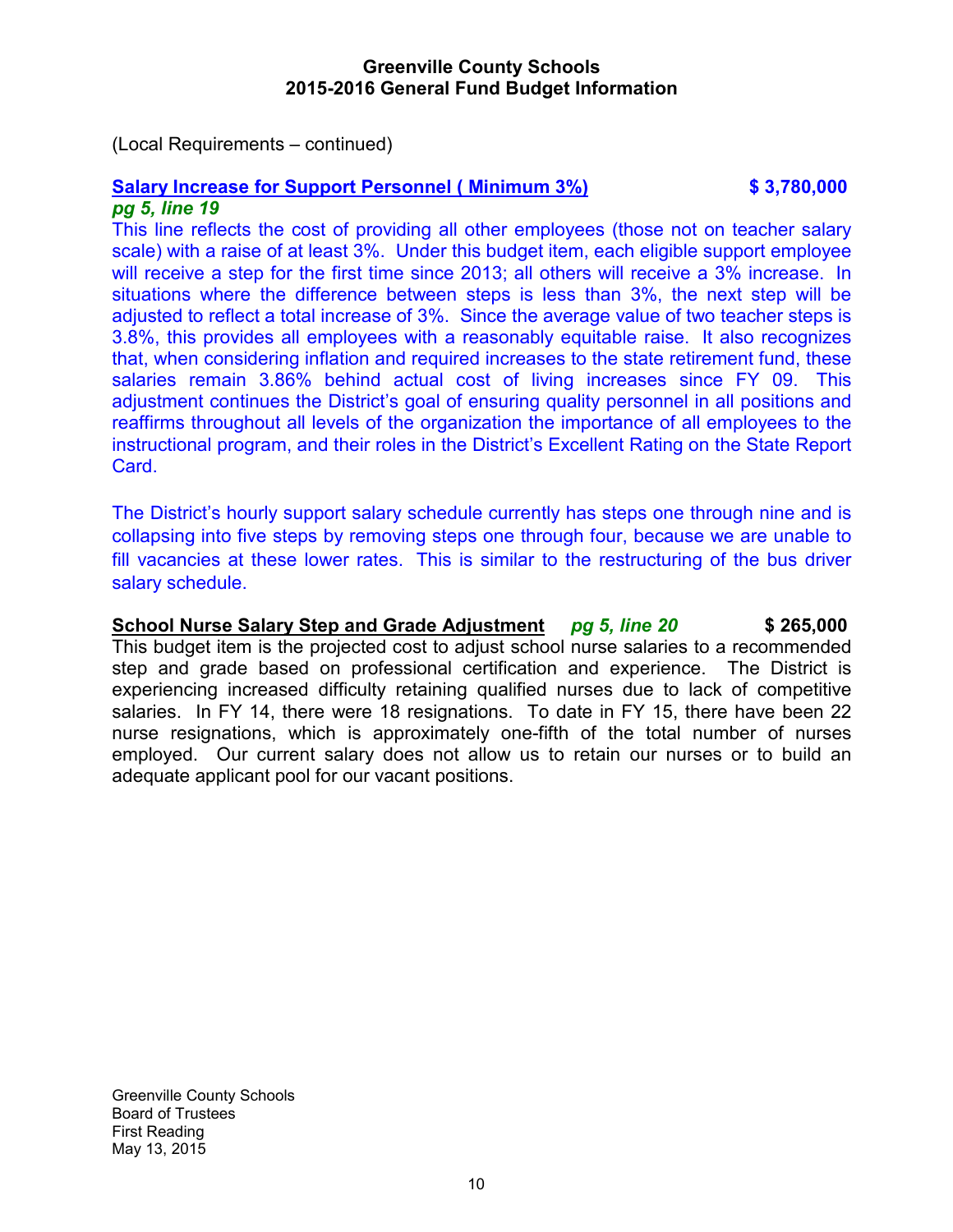## Greenville County Schools
## 2015-2016 General Fund Budget Information

(Local Requirements – continued)

**Salary Increase for Support Personnel ( Minimum 3%)** **$ 3,780,000**
***pg 5, line 19***

This line reflects the cost of providing all other employees (those not on teacher salary scale) with a raise of at least 3%. Under this budget item, each eligible support employee will receive a step for the first time since 2013; all others will receive a 3% increase. In situations where the difference between steps is less than 3%, the next step will be adjusted to reflect a total increase of 3%. Since the average value of two teacher steps is 3.8%, this provides all employees with a reasonably equitable raise. It also recognizes that, when considering inflation and required increases to the state retirement fund, these salaries remain 3.86% behind actual cost of living increases since FY 09. This adjustment continues the District's goal of ensuring quality personnel in all positions and reaffirms throughout all levels of the organization the importance of all employees to the instructional program, and their roles in the District's Excellent Rating on the State Report Card.

The District's hourly support salary schedule currently has steps one through nine and is collapsing into five steps by removing steps one through four, because we are unable to fill vacancies at these lower rates. This is similar to the restructuring of the bus driver salary schedule.

**School Nurse Salary Step and Grade Adjustment** ***pg 5, line 20*** **$ 265,000**

This budget item is the projected cost to adjust school nurse salaries to a recommended step and grade based on professional certification and experience. The District is experiencing increased difficulty retaining qualified nurses due to lack of competitive salaries. In FY 14, there were 18 resignations. To date in FY 15, there have been 22 nurse resignations, which is approximately one-fifth of the total number of nurses employed. Our current salary does not allow us to retain our nurses or to build an adequate applicant pool for our vacant positions.

Greenville County Schools
Board of Trustees
First Reading
May 13, 2015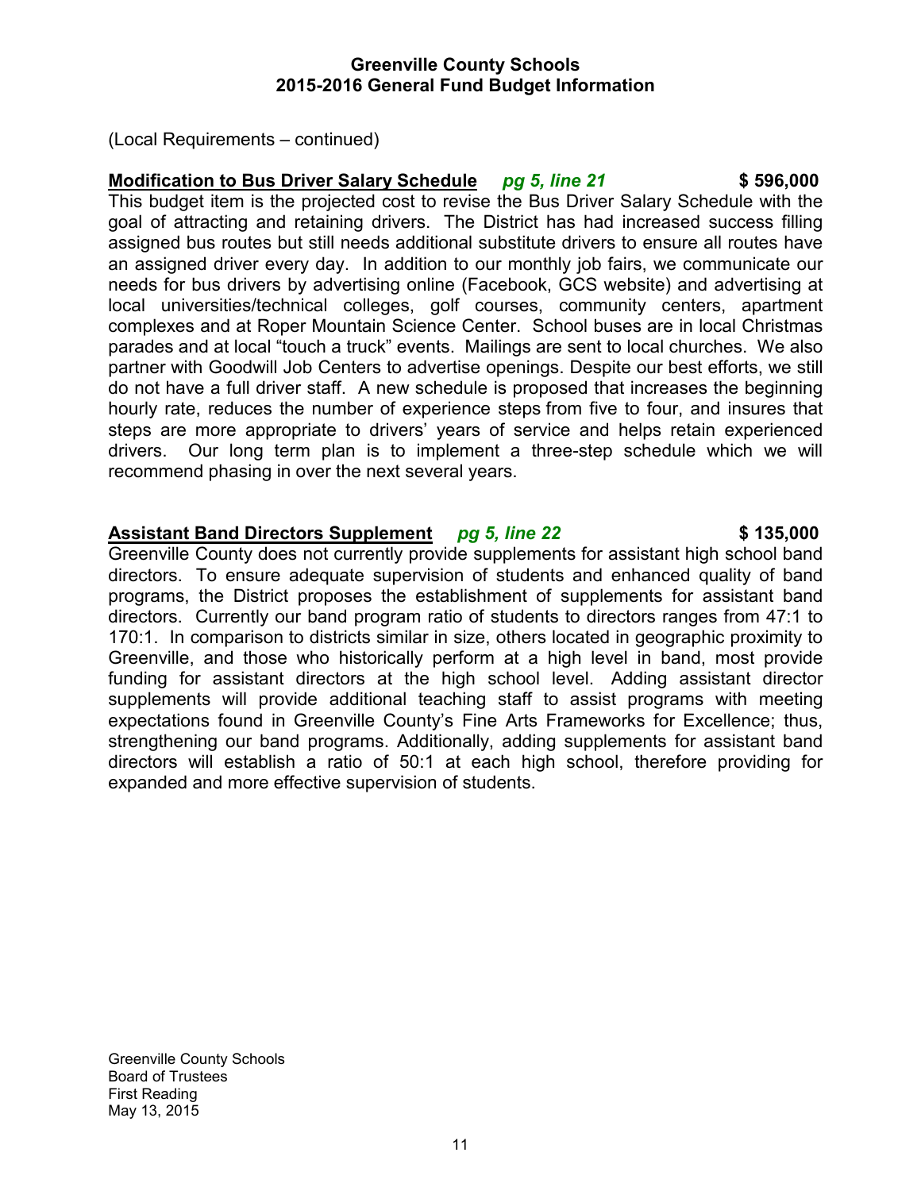(Local Requirements – continued)

**Modification to Bus Driver Salary Schedule** *pg 5, line 21* **$ 596,000**

This budget item is the projected cost to revise the Bus Driver Salary Schedule with the goal of attracting and retaining drivers. The District has had increased success filling assigned bus routes but still needs additional substitute drivers to ensure all routes have an assigned driver every day. In addition to our monthly job fairs, we communicate our needs for bus drivers by advertising online (Facebook, GCS website) and advertising at local universities/technical colleges, golf courses, community centers, apartment complexes and at Roper Mountain Science Center. School buses are in local Christmas parades and at local "touch a truck" events. Mailings are sent to local churches. We also partner with Goodwill Job Centers to advertise openings. Despite our best efforts, we still do not have a full driver staff. A new schedule is proposed that increases the beginning hourly rate, reduces the number of experience steps from five to four, and insures that steps are more appropriate to drivers' years of service and helps retain experienced drivers. Our long term plan is to implement a three-step schedule which we will recommend phasing in over the next several years.

**Assistant Band Directors Supplement** *pg 5, line 22* **$ 135,000**

Greenville County does not currently provide supplements for assistant high school band directors. To ensure adequate supervision of students and enhanced quality of band programs, the District proposes the establishment of supplements for assistant band directors. Currently our band program ratio of students to directors ranges from 47:1 to 170:1. In comparison to districts similar in size, others located in geographic proximity to Greenville, and those who historically perform at a high level in band, most provide funding for assistant directors at the high school level. Adding assistant director supplements will provide additional teaching staff to assist programs with meeting expectations found in Greenville County's Fine Arts Frameworks for Excellence; thus, strengthening our band programs. Additionally, adding supplements for assistant band directors will establish a ratio of 50:1 at each high school, therefore providing for expanded and more effective supervision of students.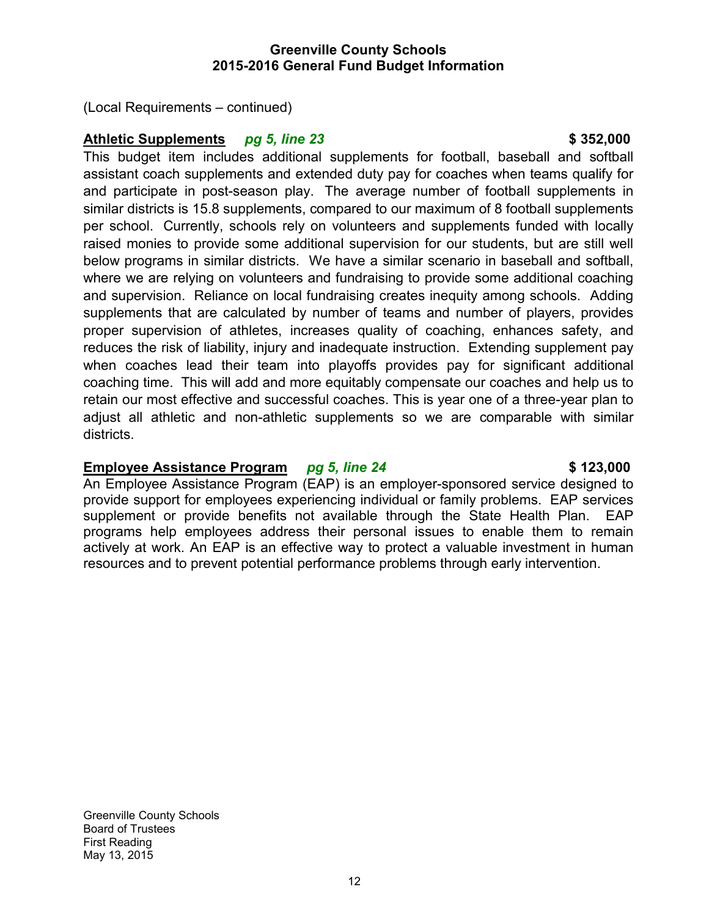(Local Requirements – continued)

**Athletic Supplements** ***pg 5, line 23*** **$ 352,000**

This budget item includes additional supplements for football, baseball and softball assistant coach supplements and extended duty pay for coaches when teams qualify for and participate in post-season play. The average number of football supplements in similar districts is 15.8 supplements, compared to our maximum of 8 football supplements per school. Currently, schools rely on volunteers and supplements funded with locally raised monies to provide some additional supervision for our students, but are still well below programs in similar districts. We have a similar scenario in baseball and softball, where we are relying on volunteers and fundraising to provide some additional coaching and supervision. Reliance on local fundraising creates inequity among schools. Adding supplements that are calculated by number of teams and number of players, provides proper supervision of athletes, increases quality of coaching, enhances safety, and reduces the risk of liability, injury and inadequate instruction. Extending supplement pay when coaches lead their team into playoffs provides pay for significant additional coaching time. This will add and more equitably compensate our coaches and help us to retain our most effective and successful coaches. This is year one of a three-year plan to adjust all athletic and non-athletic supplements so we are comparable with similar districts.

**Employee Assistance Program** ***pg 5, line 24*** **$ 123,000**

An Employee Assistance Program (EAP) is an employer-sponsored service designed to provide support for employees experiencing individual or family problems. EAP services supplement or provide benefits not available through the State Health Plan. EAP programs help employees address their personal issues to enable them to remain actively at work. An EAP is an effective way to protect a valuable investment in human resources and to prevent potential performance problems through early intervention.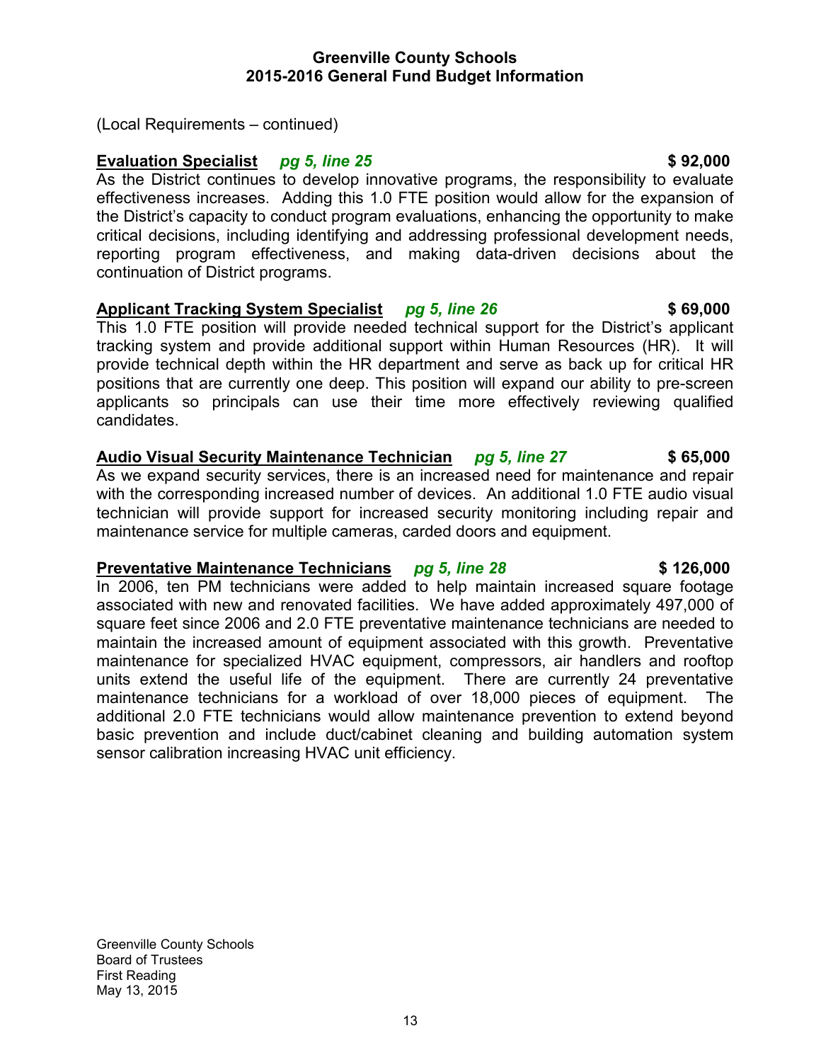(Local Requirements – continued)

**Evaluation Specialist** *pg 5, line 25* **$ 92,000**

As the District continues to develop innovative programs, the responsibility to evaluate effectiveness increases. Adding this 1.0 FTE position would allow for the expansion of the District's capacity to conduct program evaluations, enhancing the opportunity to make critical decisions, including identifying and addressing professional development needs, reporting program effectiveness, and making data-driven decisions about the continuation of District programs.

**Applicant Tracking System Specialist** *pg 5, line 26* **$ 69,000**

This 1.0 FTE position will provide needed technical support for the District's applicant tracking system and provide additional support within Human Resources (HR). It will provide technical depth within the HR department and serve as back up for critical HR positions that are currently one deep. This position will expand our ability to pre-screen applicants so principals can use their time more effectively reviewing qualified candidates.

**Audio Visual Security Maintenance Technician** *pg 5, line 27* **$ 65,000**

As we expand security services, there is an increased need for maintenance and repair with the corresponding increased number of devices. An additional 1.0 FTE audio visual technician will provide support for increased security monitoring including repair and maintenance service for multiple cameras, carded doors and equipment.

**Preventative Maintenance Technicians** *pg 5, line 28* **$ 126,000**

In 2006, ten PM technicians were added to help maintain increased square footage associated with new and renovated facilities. We have added approximately 497,000 of square feet since 2006 and 2.0 FTE preventative maintenance technicians are needed to maintain the increased amount of equipment associated with this growth. Preventative maintenance for specialized HVAC equipment, compressors, air handlers and rooftop units extend the useful life of the equipment. There are currently 24 preventative maintenance technicians for a workload of over 18,000 pieces of equipment. The additional 2.0 FTE technicians would allow maintenance prevention to extend beyond basic prevention and include duct/cabinet cleaning and building automation system sensor calibration increasing HVAC unit efficiency.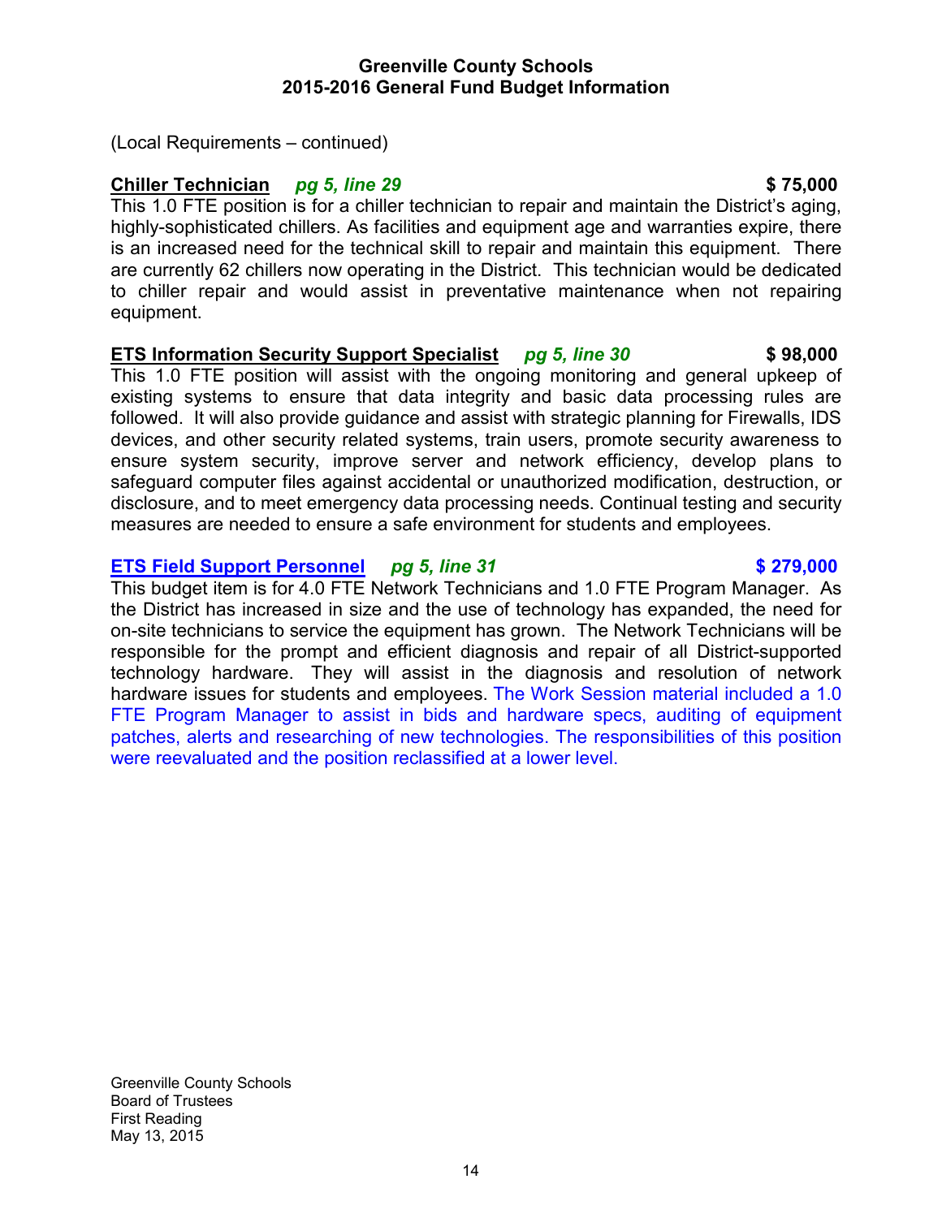(Local Requirements – continued)

**Chiller Technician** ***pg 5, line 29*** **$ 75,000**

This 1.0 FTE position is for a chiller technician to repair and maintain the District's aging, highly-sophisticated chillers. As facilities and equipment age and warranties expire, there is an increased need for the technical skill to repair and maintain this equipment. There are currently 62 chillers now operating in the District. This technician would be dedicated to chiller repair and would assist in preventative maintenance when not repairing equipment.

**ETS Information Security Support Specialist** ***pg 5, line 30*** **$ 98,000**

This 1.0 FTE position will assist with the ongoing monitoring and general upkeep of existing systems to ensure that data integrity and basic data processing rules are followed. It will also provide guidance and assist with strategic planning for Firewalls, IDS devices, and other security related systems, train users, promote security awareness to ensure system security, improve server and network efficiency, develop plans to safeguard computer files against accidental or unauthorized modification, destruction, or disclosure, and to meet emergency data processing needs. Continual testing and security measures are needed to ensure a safe environment for students and employees.

**ETS Field Support Personnel** ***pg 5, line 31*** **$ 279,000**

This budget item is for 4.0 FTE Network Technicians and 1.0 FTE Program Manager. As the District has increased in size and the use of technology has expanded, the need for on-site technicians to service the equipment has grown. The Network Technicians will be responsible for the prompt and efficient diagnosis and repair of all District-supported technology hardware. They will assist in the diagnosis and resolution of network hardware issues for students and employees. The Work Session material included a 1.0 FTE Program Manager to assist in bids and hardware specs, auditing of equipment patches, alerts and researching of new technologies. The responsibilities of this position were reevaluated and the position reclassified at a lower level.

Greenville County Schools
Board of Trustees
First Reading
May 13, 2015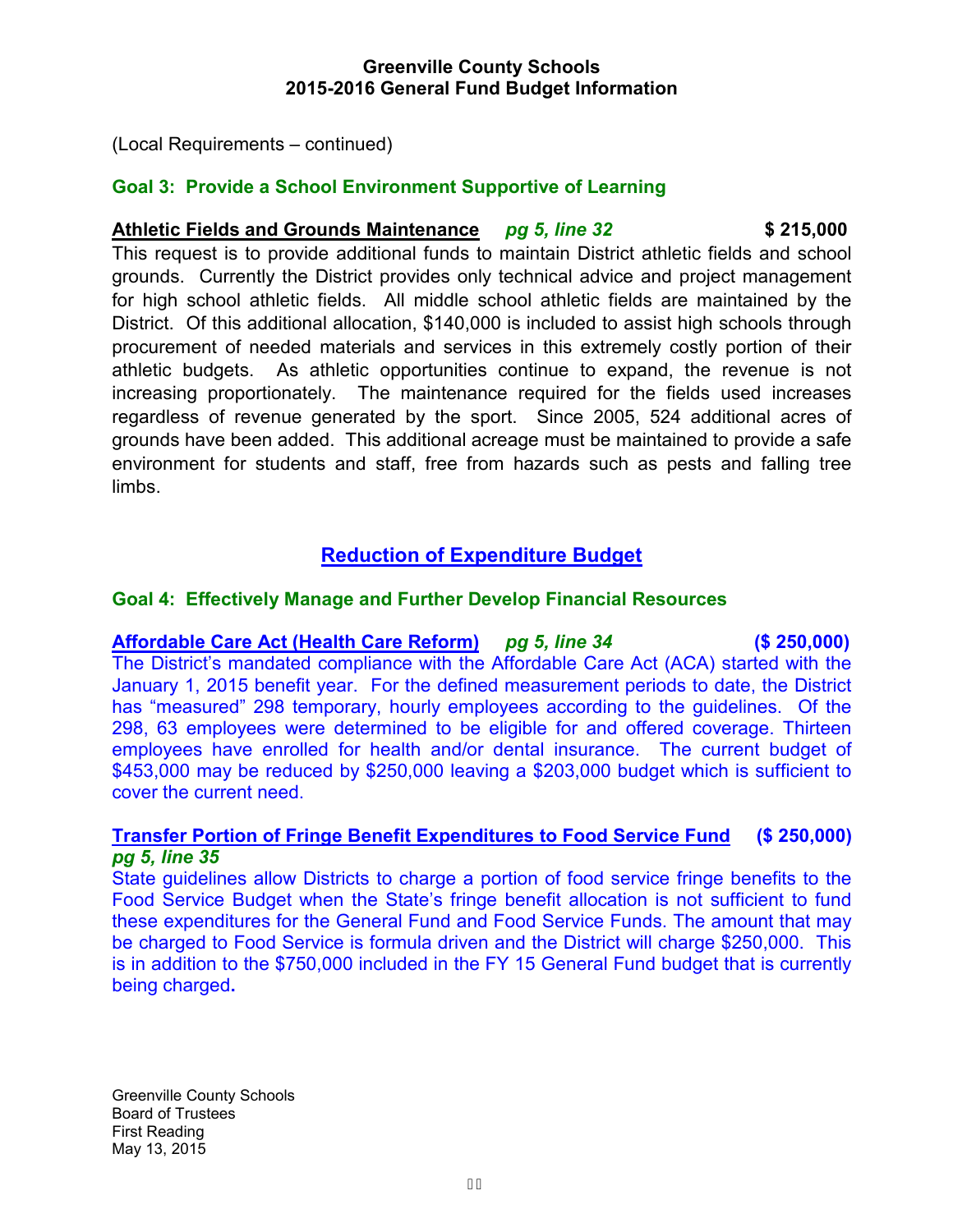(Local Requirements – continued)

### Goal 3: Provide a School Environment Supportive of Learning

**Athletic Fields and Grounds Maintenance** *pg 5, line 32* **$ 215,000**

This request is to provide additional funds to maintain District athletic fields and school grounds. Currently the District provides only technical advice and project management for high school athletic fields. All middle school athletic fields are maintained by the District. Of this additional allocation, $140,000 is included to assist high schools through procurement of needed materials and services in this extremely costly portion of their athletic budgets. As athletic opportunities continue to expand, the revenue is not increasing proportionately. The maintenance required for the fields used increases regardless of revenue generated by the sport. Since 2005, 524 additional acres of grounds have been added. This additional acreage must be maintained to provide a safe environment for students and staff, free from hazards such as pests and falling tree limbs.

## Reduction of Expenditure Budget

### Goal 4: Effectively Manage and Further Develop Financial Resources

**Affordable Care Act (Health Care Reform)** *pg 5, line 34* **($ 250,000)**

The District's mandated compliance with the Affordable Care Act (ACA) started with the January 1, 2015 benefit year. For the defined measurement periods to date, the District has "measured" 298 temporary, hourly employees according to the guidelines. Of the 298, 63 employees were determined to be eligible for and offered coverage. Thirteen employees have enrolled for health and/or dental insurance. The current budget of $453,000 may be reduced by $250,000 leaving a $203,000 budget which is sufficient to cover the current need.

**Transfer Portion of Fringe Benefit Expenditures to Food Service Fund** **($ 250,000)**
***pg 5, line 35***

State guidelines allow Districts to charge a portion of food service fringe benefits to the Food Service Budget when the State's fringe benefit allocation is not sufficient to fund these expenditures for the General Fund and Food Service Funds. The amount that may be charged to Food Service is formula driven and the District will charge $250,000. This is in addition to the $750,000 included in the FY 15 General Fund budget that is currently being charged.

Greenville County Schools
Board of Trustees
First Reading
May 13, 2015